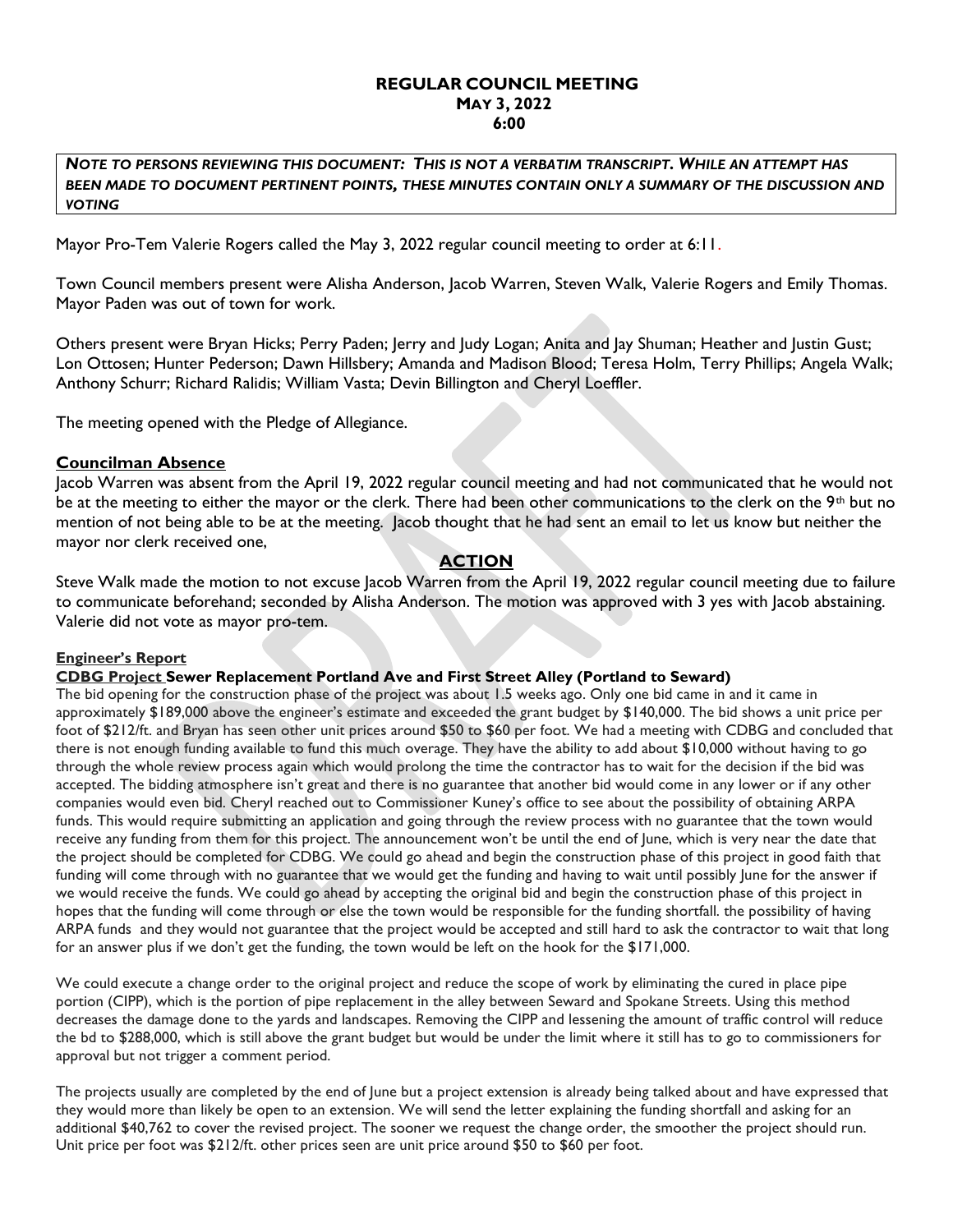# REGULAR COUNCIL MEETING
## MAY 3, 2022
## 6:00

*NOTE TO PERSONS REVIEWING THIS DOCUMENT: THIS IS NOT A VERBATIM TRANSCRIPT. WHILE AN ATTEMPT HAS BEEN MADE TO DOCUMENT PERTINENT POINTS, THESE MINUTES CONTAIN ONLY A SUMMARY OF THE DISCUSSION AND VOTING*

Mayor Pro-Tem Valerie Rogers called the May 3, 2022 regular council meeting to order at 6:11.

Town Council members present were Alisha Anderson, Jacob Warren, Steven Walk, Valerie Rogers and Emily Thomas. Mayor Paden was out of town for work.

Others present were Bryan Hicks; Perry Paden; Jerry and Judy Logan; Anita and Jay Shuman; Heather and Justin Gust; Lon Ottosen; Hunter Pederson; Dawn Hillsbery; Amanda and Madison Blood; Teresa Holm, Terry Phillips; Angela Walk; Anthony Schurr; Richard Ralidis; William Vasta; Devin Billington and Cheryl Loeffler.

The meeting opened with the Pledge of Allegiance.

**Councilman Absence**

Jacob Warren was absent from the April 19, 2022 regular council meeting and had not communicated that he would not be at the meeting to either the mayor or the clerk. There had been other communications to the clerk on the 9th but no mention of not being able to be at the meeting. Jacob thought that he had sent an email to let us know but neither the mayor nor clerk received one,

**ACTION**

Steve Walk made the motion to not excuse Jacob Warren from the April 19, 2022 regular council meeting due to failure to communicate beforehand; seconded by Alisha Anderson. The motion was approved with 3 yes with Jacob abstaining. Valerie did not vote as mayor pro-tem.

**Engineer's Report**

**CDBG Project Sewer Replacement Portland Ave and First Street Alley (Portland to Seward)**

The bid opening for the construction phase of the project was about 1.5 weeks ago. Only one bid came in and it came in approximately $189,000 above the engineer's estimate and exceeded the grant budget by $140,000. The bid shows a unit price per foot of $212/ft. and Bryan has seen other unit prices around $50 to $60 per foot. We had a meeting with CDBG and concluded that there is not enough funding available to fund this much overage. They have the ability to add about $10,000 without having to go through the whole review process again which would prolong the time the contractor has to wait for the decision if the bid was accepted. The bidding atmosphere isn't great and there is no guarantee that another bid would come in any lower or if any other companies would even bid. Cheryl reached out to Commissioner Kuney's office to see about the possibility of obtaining ARPA funds. This would require submitting an application and going through the review process with no guarantee that the town would receive any funding from them for this project. The announcement won't be until the end of June, which is very near the date that the project should be completed for CDBG. We could go ahead and begin the construction phase of this project in good faith that funding will come through with no guarantee that we would get the funding and having to wait until possibly June for the answer if we would receive the funds. We could go ahead by accepting the original bid and begin the construction phase of this project in hopes that the funding will come through or else the town would be responsible for the funding shortfall. the possibility of having ARPA funds and they would not guarantee that the project would be accepted and still hard to ask the contractor to wait that long for an answer plus if we don't get the funding, the town would be left on the hook for the $171,000.

We could execute a change order to the original project and reduce the scope of work by eliminating the cured in place pipe portion (CIPP), which is the portion of pipe replacement in the alley between Seward and Spokane Streets. Using this method decreases the damage done to the yards and landscapes. Removing the CIPP and lessening the amount of traffic control will reduce the bd to $288,000, which is still above the grant budget but would be under the limit where it still has to go to commissioners for approval but not trigger a comment period.

The projects usually are completed by the end of June but a project extension is already being talked about and have expressed that they would more than likely be open to an extension. We will send the letter explaining the funding shortfall and asking for an additional $40,762 to cover the revised project. The sooner we request the change order, the smoother the project should run. Unit price per foot was $212/ft. other prices seen are unit price around $50 to $60 per foot.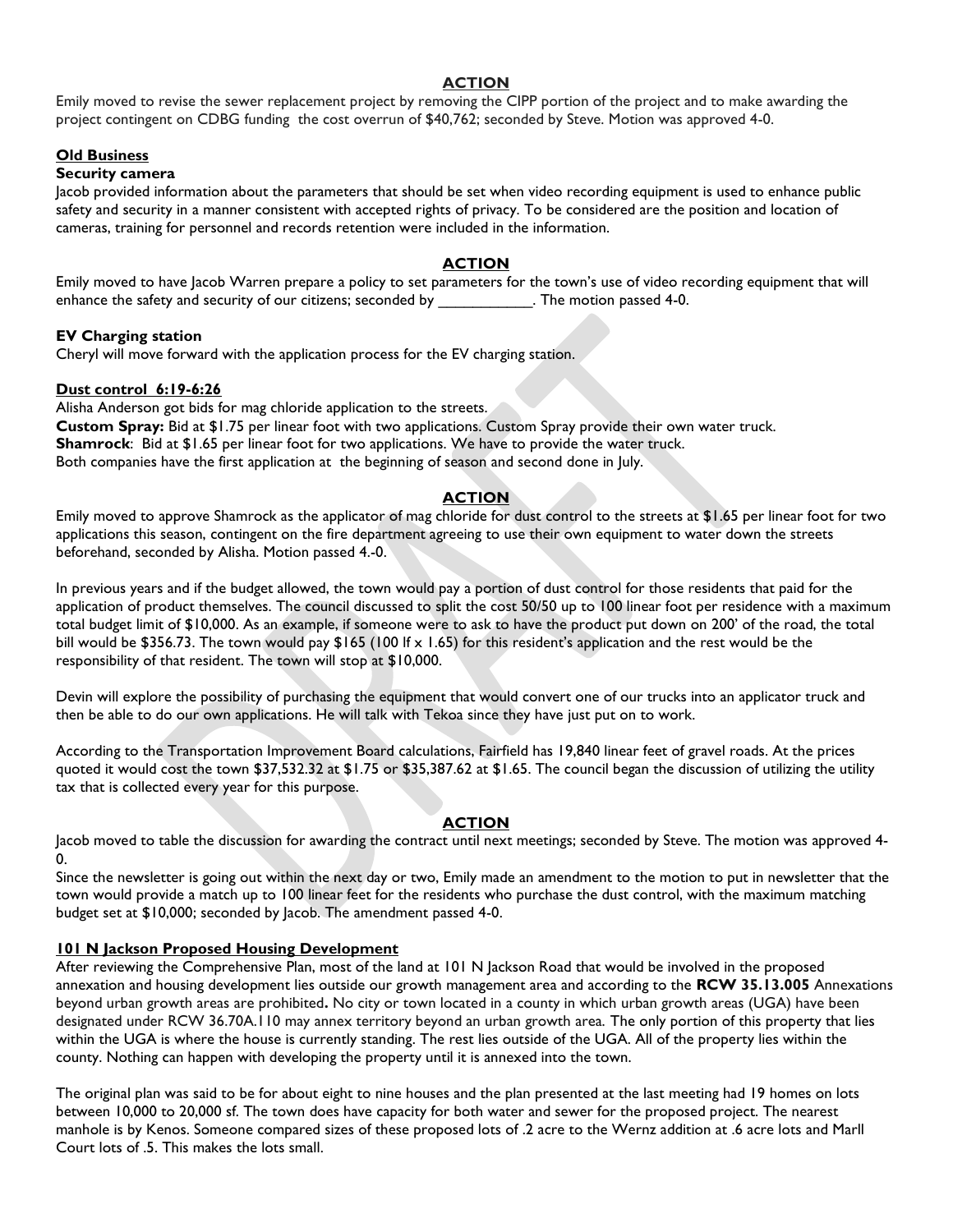**ACTION**

Emily moved to revise the sewer replacement project by removing the CIPP portion of the project and to make awarding the project contingent on CDBG funding the cost overrun of $40,762; seconded by Steve. Motion was approved 4-0.

**Old Business**

**Security camera**

Jacob provided information about the parameters that should be set when video recording equipment is used to enhance public safety and security in a manner consistent with accepted rights of privacy. To be considered are the position and location of cameras, training for personnel and records retention were included in the information.

**ACTION**

Emily moved to have Jacob Warren prepare a policy to set parameters for the town's use of video recording equipment that will enhance the safety and security of our citizens; seconded by ___________. The motion passed 4-0.

**EV Charging station**

Cheryl will move forward with the application process for the EV charging station.

**Dust control 6:19-6:26**

Alisha Anderson got bids for mag chloride application to the streets.

**Custom Spray:** Bid at $1.75 per linear foot with two applications. Custom Spray provide their own water truck.

**Shamrock**: Bid at $1.65 per linear foot for two applications. We have to provide the water truck.

Both companies have the first application at the beginning of season and second done in July.

**ACTION**

Emily moved to approve Shamrock as the applicator of mag chloride for dust control to the streets at $1.65 per linear foot for two applications this season, contingent on the fire department agreeing to use their own equipment to water down the streets beforehand, seconded by Alisha. Motion passed 4.-0.

In previous years and if the budget allowed, the town would pay a portion of dust control for those residents that paid for the application of product themselves. The council discussed to split the cost 50/50 up to 100 linear foot per residence with a maximum total budget limit of $10,000. As an example, if someone were to ask to have the product put down on 200' of the road, the total bill would be $356.73. The town would pay $165 (100 lf x 1.65) for this resident's application and the rest would be the responsibility of that resident. The town will stop at $10,000.

Devin will explore the possibility of purchasing the equipment that would convert one of our trucks into an applicator truck and then be able to do our own applications. He will talk with Tekoa since they have just put on to work.

According to the Transportation Improvement Board calculations, Fairfield has 19,840 linear feet of gravel roads. At the prices quoted it would cost the town $37,532.32 at $1.75 or $35,387.62 at $1.65. The council began the discussion of utilizing the utility tax that is collected every year for this purpose.

**ACTION**

Jacob moved to table the discussion for awarding the contract until next meetings; seconded by Steve. The motion was approved 4-0.

Since the newsletter is going out within the next day or two, Emily made an amendment to the motion to put in newsletter that the town would provide a match up to 100 linear feet for the residents who purchase the dust control, with the maximum matching budget set at $10,000; seconded by Jacob. The amendment passed 4-0.

**101 N Jackson Proposed Housing Development**

After reviewing the Comprehensive Plan, most of the land at 101 N Jackson Road that would be involved in the proposed annexation and housing development lies outside our growth management area and according to the **RCW 35.13.005** Annexations beyond urban growth areas are prohibited**.** No city or town located in a county in which urban growth areas (UGA) have been designated under RCW 36.70A.110 may annex territory beyond an urban growth area. The only portion of this property that lies within the UGA is where the house is currently standing. The rest lies outside of the UGA. All of the property lies within the county. Nothing can happen with developing the property until it is annexed into the town.

The original plan was said to be for about eight to nine houses and the plan presented at the last meeting had 19 homes on lots between 10,000 to 20,000 sf. The town does have capacity for both water and sewer for the proposed project. The nearest manhole is by Kenos. Someone compared sizes of these proposed lots of .2 acre to the Wernz addition at .6 acre lots and Marll Court lots of .5. This makes the lots small.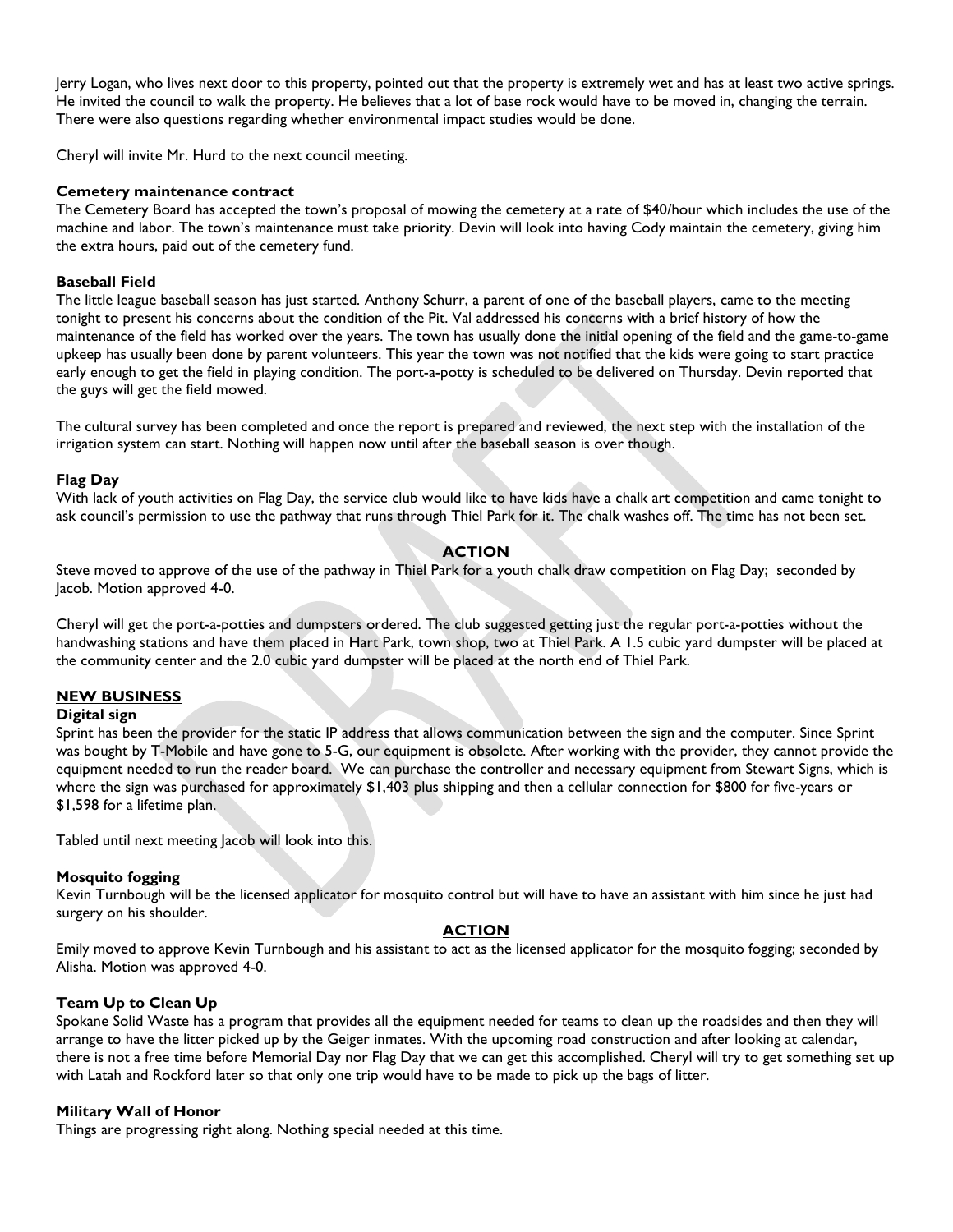Jerry Logan, who lives next door to this property, pointed out that the property is extremely wet and has at least two active springs. He invited the council to walk the property. He believes that a lot of base rock would have to be moved in, changing the terrain. There were also questions regarding whether environmental impact studies would be done.

Cheryl will invite Mr. Hurd to the next council meeting.

**Cemetery maintenance contract**

The Cemetery Board has accepted the town's proposal of mowing the cemetery at a rate of $40/hour which includes the use of the machine and labor. The town's maintenance must take priority. Devin will look into having Cody maintain the cemetery, giving him the extra hours, paid out of the cemetery fund.

**Baseball Field**

The little league baseball season has just started. Anthony Schurr, a parent of one of the baseball players, came to the meeting tonight to present his concerns about the condition of the Pit. Val addressed his concerns with a brief history of how the maintenance of the field has worked over the years. The town has usually done the initial opening of the field and the game-to-game upkeep has usually been done by parent volunteers. This year the town was not notified that the kids were going to start practice early enough to get the field in playing condition. The port-a-potty is scheduled to be delivered on Thursday. Devin reported that the guys will get the field mowed.

The cultural survey has been completed and once the report is prepared and reviewed, the next step with the installation of the irrigation system can start. Nothing will happen now until after the baseball season is over though.

**Flag Day**

With lack of youth activities on Flag Day, the service club would like to have kids have a chalk art competition and came tonight to ask council's permission to use the pathway that runs through Thiel Park for it. The chalk washes off. The time has not been set.

**ACTION**

Steve moved to approve of the use of the pathway in Thiel Park for a youth chalk draw competition on Flag Day; seconded by Jacob. Motion approved 4-0.

Cheryl will get the port-a-potties and dumpsters ordered. The club suggested getting just the regular port-a-potties without the handwashing stations and have them placed in Hart Park, town shop, two at Thiel Park. A 1.5 cubic yard dumpster will be placed at the community center and the 2.0 cubic yard dumpster will be placed at the north end of Thiel Park.

## NEW BUSINESS

**Digital sign**

Sprint has been the provider for the static IP address that allows communication between the sign and the computer. Since Sprint was bought by T-Mobile and have gone to 5-G, our equipment is obsolete. After working with the provider, they cannot provide the equipment needed to run the reader board. We can purchase the controller and necessary equipment from Stewart Signs, which is where the sign was purchased for approximately $1,403 plus shipping and then a cellular connection for $800 for five-years or $1,598 for a lifetime plan.

Tabled until next meeting Jacob will look into this.

**Mosquito fogging**

Kevin Turnbough will be the licensed applicator for mosquito control but will have to have an assistant with him since he just had surgery on his shoulder.

**ACTION**

Emily moved to approve Kevin Turnbough and his assistant to act as the licensed applicator for the mosquito fogging; seconded by Alisha. Motion was approved 4-0.

**Team Up to Clean Up**

Spokane Solid Waste has a program that provides all the equipment needed for teams to clean up the roadsides and then they will arrange to have the litter picked up by the Geiger inmates. With the upcoming road construction and after looking at calendar, there is not a free time before Memorial Day nor Flag Day that we can get this accomplished. Cheryl will try to get something set up with Latah and Rockford later so that only one trip would have to be made to pick up the bags of litter.

**Military Wall of Honor**

Things are progressing right along. Nothing special needed at this time.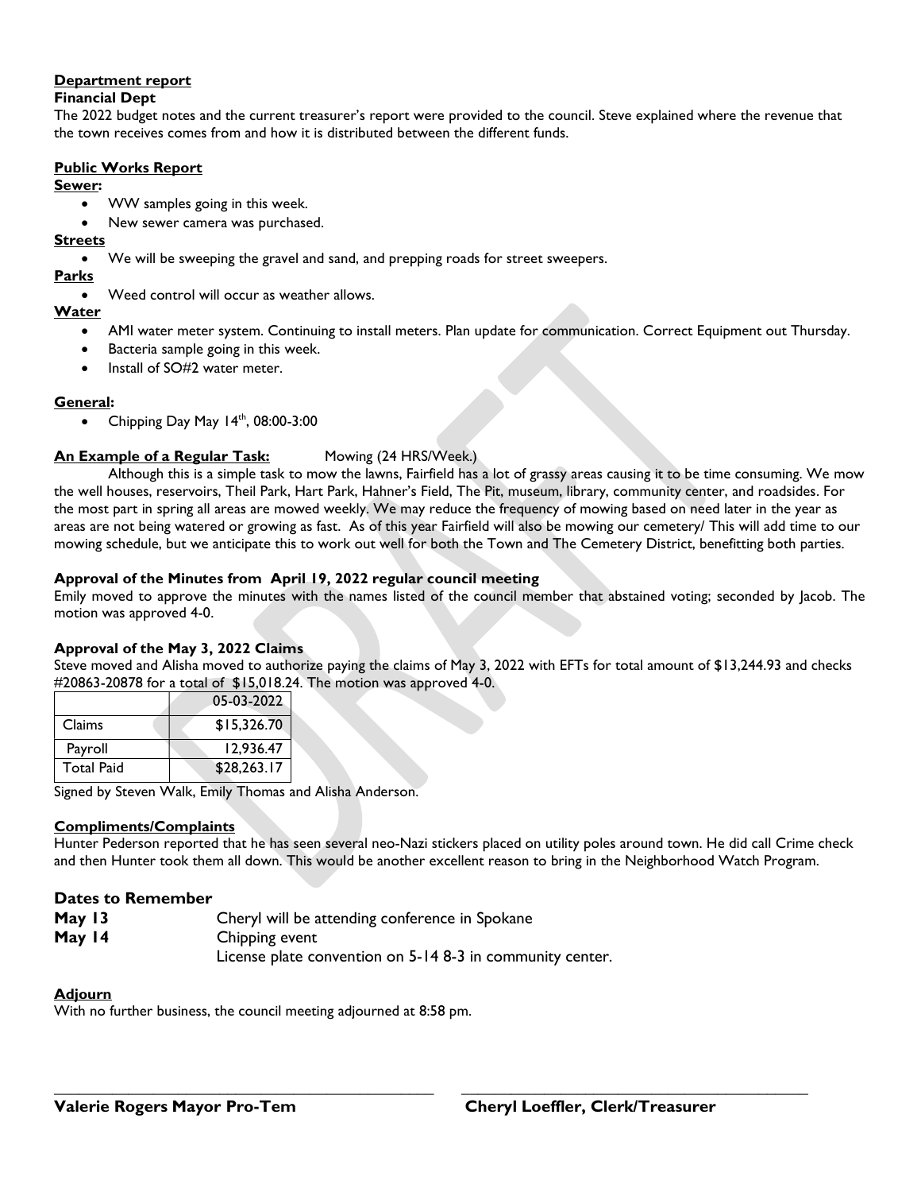**Department report**

**Financial Dept**

The 2022 budget notes and the current treasurer's report were provided to the council. Steve explained where the revenue that the town receives comes from and how it is distributed between the different funds.

**Public Works Report**

**Sewer:**

- WW samples going in this week.
- New sewer camera was purchased.

**Streets**

- We will be sweeping the gravel and sand, and prepping roads for street sweepers.

**Parks**

- Weed control will occur as weather allows.

**Water**

- AMI water meter system. Continuing to install meters. Plan update for communication. Correct Equipment out Thursday.
- Bacteria sample going in this week.
- Install of SO#2 water meter.

**General:**

- Chipping Day May 14th, 08:00-3:00

**An Example of a Regular Task:** Mowing (24 HRS/Week.)

Although this is a simple task to mow the lawns, Fairfield has a lot of grassy areas causing it to be time consuming. We mow the well houses, reservoirs, Theil Park, Hart Park, Hahner's Field, The Pit, museum, library, community center, and roadsides. For the most part in spring all areas are mowed weekly. We may reduce the frequency of mowing based on need later in the year as areas are not being watered or growing as fast. As of this year Fairfield will also be mowing our cemetery/ This will add time to our mowing schedule, but we anticipate this to work out well for both the Town and The Cemetery District, benefitting both parties.

**Approval of the Minutes from April 19, 2022 regular council meeting**

Emily moved to approve the minutes with the names listed of the council member that abstained voting; seconded by Jacob. The motion was approved 4-0.

**Approval of the May 3, 2022 Claims**

Steve moved and Alisha moved to authorize paying the claims of May 3, 2022 with EFTs for total amount of $13,244.93 and checks #20863-20878 for a total of $15,018.24. The motion was approved 4-0.

| | 05-03-2022 |
|---|---|
| Claims | $15,326.70 |
| Payroll | 12,936.47 |
| Total Paid | $28,263.17 |

Signed by Steven Walk, Emily Thomas and Alisha Anderson.

**Compliments/Complaints**

Hunter Pederson reported that he has seen several neo-Nazi stickers placed on utility poles around town. He did call Crime check and then Hunter took them all down. This would be another excellent reason to bring in the Neighborhood Watch Program.

## Dates to Remember

**May 13** Cheryl will be attending conference in Spokane

**May 14** Chipping event

License plate convention on 5-14 8-3 in community center.

**Adjourn**

With no further business, the council meeting adjourned at 8:58 pm.

\_\_\_\_\_\_\_\_\_\_\_\_\_\_\_\_\_\_\_\_\_\_\_\_\_\_\_\_\_\_ \_\_\_\_\_\_\_\_\_\_\_\_\_\_\_\_\_\_\_\_\_\_\_\_\_\_\_\_\_\_

**Valerie Rogers Mayor Pro-Tem** **Cheryl Loeffler, Clerk/Treasurer**